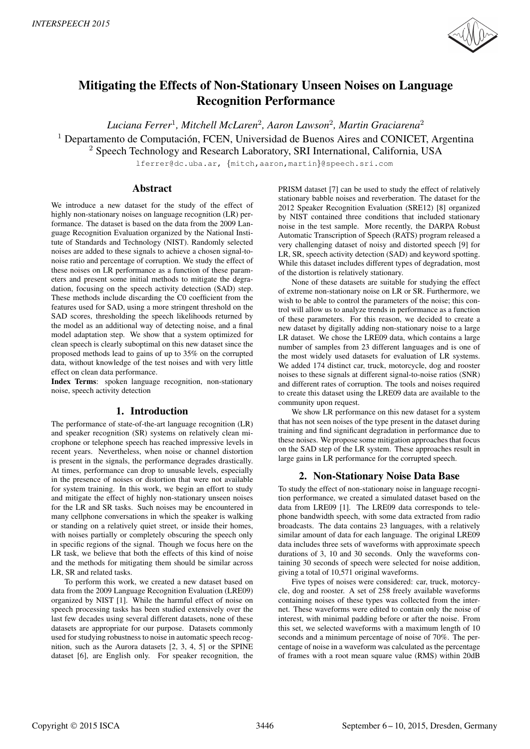# Mitigating the Effects of Non-Stationary Unseen Noises on Language Recognition Performance

*Luciana Ferrer*[1], *Mitchell McLaren*[2], *Aaron Lawson*[2], *Martin Graciarena*[2]

[1] Departamento de Computación, FCEN, Universidad de Buenos Aires and CONICET, Argentina
[2] Speech Technology and Research Laboratory, SRI International, California, USA

lferrer@dc.uba.ar, {mitch,aaron,martin}@speech.sri.com

## Abstract

We introduce a new dataset for the study of the effect of highly non-stationary noises on language recognition (LR) performance. The dataset is based on the data from the 2009 Language Recognition Evaluation organized by the National Institute of Standards and Technology (NIST). Randomly selected noises are added to these signals to achieve a chosen signal-to-noise ratio and percentage of corruption. We study the effect of these noises on LR performance as a function of these parameters and present some initial methods to mitigate the degradation, focusing on the speech activity detection (SAD) step. These methods include discarding the C0 coefficient from the features used for SAD, using a more stringent threshold on the SAD scores, thresholding the speech likelihoods returned by the model as an additional way of detecting noise, and a final model adaptation step. We show that a system optimized for clean speech is clearly suboptimal on this new dataset since the proposed methods lead to gains of up to 35% on the corrupted data, without knowledge of the test noises and with very little effect on clean data performance.

**Index Terms**: spoken language recognition, non-stationary noise, speech activity detection

## 1. Introduction

The performance of state-of-the-art language recognition (LR) and speaker recognition (SR) systems on relatively clean microphone or telephone speech has reached impressive levels in recent years. Nevertheless, when noise or channel distortion is present in the signals, the performance degrades drastically. At times, performance can drop to unusable levels, especially in the presence of noises or distortion that were not available for system training. In this work, we begin an effort to study and mitigate the effect of highly non-stationary unseen noises for the LR and SR tasks. Such noises may be encountered in many cellphone conversations in which the speaker is walking or standing on a relatively quiet street, or inside their homes, with noises partially or completely obscuring the speech only in specific regions of the signal. Though we focus here on the LR task, we believe that both the effects of this kind of noise and the methods for mitigating them should be similar across LR, SR and related tasks.

To perform this work, we created a new dataset based on data from the 2009 Language Recognition Evaluation (LRE09) organized by NIST [1]. While the harmful effect of noise on speech processing tasks has been studied extensively over the last few decades using several different datasets, none of these datasets are appropriate for our purpose. Datasets commonly used for studying robustness to noise in automatic speech recognition, such as the Aurora datasets [2, 3, 4, 5] or the SPINE dataset [6], are English only. For speaker recognition, the PRISM dataset [7] can be used to study the effect of relatively stationary babble noises and reverberation. The dataset for the 2012 Speaker Recognition Evaluation (SRE12) [8] organized by NIST contained three conditions that included stationary noise in the test sample. More recently, the DARPA Robust Automatic Transcription of Speech (RATS) program released a very challenging dataset of noisy and distorted speech [9] for LR, SR, speech activity detection (SAD) and keyword spotting. While this dataset includes different types of degradation, most of the distortion is relatively stationary.

None of these datasets are suitable for studying the effect of extreme non-stationary noise on LR or SR. Furthermore, we wish to be able to control the parameters of the noise; this control will allow us to analyze trends in performance as a function of these parameters. For this reason, we decided to create a new dataset by digitally adding non-stationary noise to a large LR dataset. We chose the LRE09 data, which contains a large number of samples from 23 different languages and is one of the most widely used datasets for evaluation of LR systems. We added 174 distinct car, truck, motorcycle, dog and rooster noises to these signals at different signal-to-noise ratios (SNR) and different rates of corruption. The tools and noises required to create this dataset using the LRE09 data are available to the community upon request.

We show LR performance on this new dataset for a system that has not seen noises of the type present in the dataset during training and find significant degradation in performance due to these noises. We propose some mitigation approaches that focus on the SAD step of the LR system. These approaches result in large gains in LR performance for the corrupted speech.

## 2. Non-Stationary Noise Data Base

To study the effect of non-stationary noise in language recognition performance, we created a simulated dataset based on the data from LRE09 [1]. The LRE09 data corresponds to telephone bandwidth speech, with some data extracted from radio broadcasts. The data contains 23 languages, with a relatively similar amount of data for each language. The original LRE09 data includes three sets of waveforms with approximate speech durations of 3, 10 and 30 seconds. Only the waveforms containing 30 seconds of speech were selected for noise addition, giving a total of 10,571 original waveforms.

Five types of noises were considered: car, truck, motorcycle, dog and rooster. A set of 258 freely available waveforms containing noises of these types was collected from the internet. These waveforms were edited to contain only the noise of interest, with minimal padding before or after the noise. From this set, we selected waveforms with a maximum length of 10 seconds and a minimum percentage of noise of 70%. The percentage of noise in a waveform was calculated as the percentage of frames with a root mean square value (RMS) within 20dB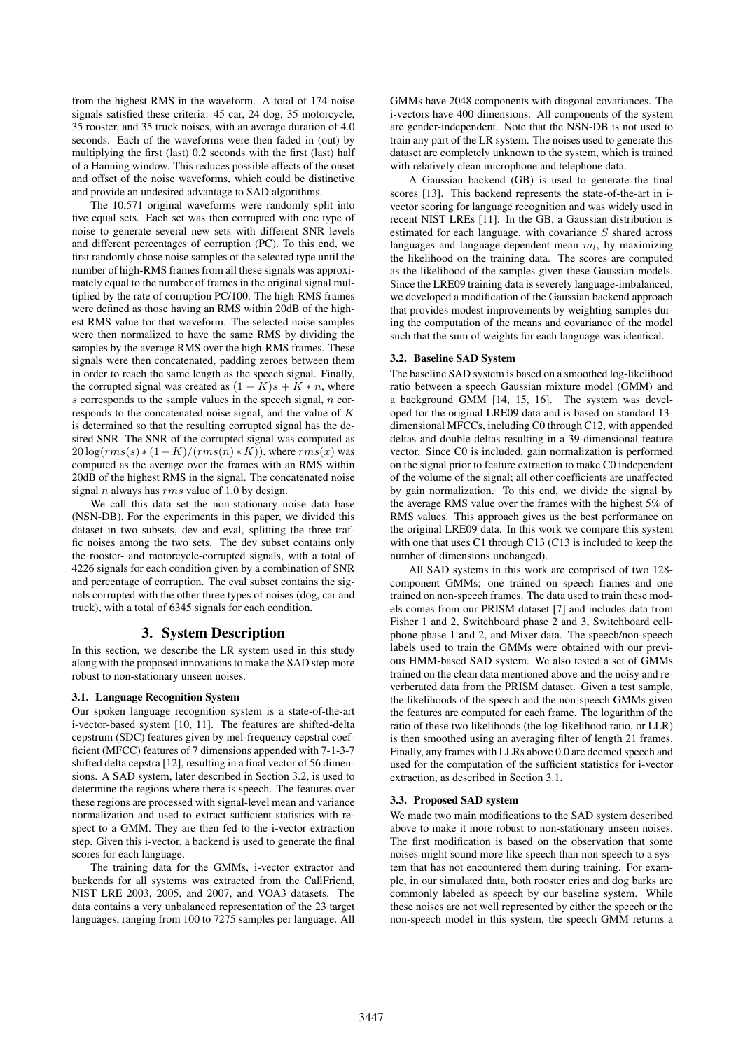from the highest RMS in the waveform. A total of 174 noise signals satisfied these criteria: 45 car, 24 dog, 35 motorcycle, 35 rooster, and 35 truck noises, with an average duration of 4.0 seconds. Each of the waveforms were then faded in (out) by multiplying the first (last) 0.2 seconds with the first (last) half of a Hanning window. This reduces possible effects of the onset and offset of the noise waveforms, which could be distinctive and provide an undesired advantage to SAD algorithms.

The 10,571 original waveforms were randomly split into five equal sets. Each set was then corrupted with one type of noise to generate several new sets with different SNR levels and different percentages of corruption (PC). To this end, we first randomly chose noise samples of the selected type until the number of high-RMS frames from all these signals was approximately equal to the number of frames in the original signal multiplied by the rate of corruption PC/100. The high-RMS frames were defined as those having an RMS within 20dB of the highest RMS value for that waveform. The selected noise samples were then normalized to have the same RMS by dividing the samples by the average RMS over the high-RMS frames. These signals were then concatenated, padding zeroes between them in order to reach the same length as the speech signal. Finally, the corrupted signal was created as $(1 - K)s + K * n$, where $s$ corresponds to the sample values in the speech signal, $n$ corresponds to the concatenated noise signal, and the value of $K$ is determined so that the resulting corrupted signal has the desired SNR. The SNR of the corrupted signal was computed as $20 \log(rms(s) * (1 - K)/(rms(n) * K))$, where $rms(x)$ was computed as the average over the frames with an RMS within 20dB of the highest RMS in the signal. The concatenated noise signal $n$ always has $rms$ value of 1.0 by design.

We call this data set the non-stationary noise data base (NSN-DB). For the experiments in this paper, we divided this dataset in two subsets, dev and eval, splitting the three traffic noises among the two sets. The dev subset contains only the rooster- and motorcycle-corrupted signals, with a total of 4226 signals for each condition given by a combination of SNR and percentage of corruption. The eval subset contains the signals corrupted with the other three types of noises (dog, car and truck), with a total of 6345 signals for each condition.

# 3. System Description

In this section, we describe the LR system used in this study along with the proposed innovations to make the SAD step more robust to non-stationary unseen noises.

### 3.1. Language Recognition System

Our spoken language recognition system is a state-of-the-art i-vector-based system [10, 11]. The features are shifted-delta cepstrum (SDC) features given by mel-frequency cepstral coefficient (MFCC) features of 7 dimensions appended with 7-1-3-7 shifted delta cepstra [12], resulting in a final vector of 56 dimensions. A SAD system, later described in Section 3.2, is used to determine the regions where there is speech. The features over these regions are processed with signal-level mean and variance normalization and used to extract sufficient statistics with respect to a GMM. They are then fed to the i-vector extraction step. Given this i-vector, a backend is used to generate the final scores for each language.

The training data for the GMMs, i-vector extractor and backends for all systems was extracted from the CallFriend, NIST LRE 2003, 2005, and 2007, and VOA3 datasets. The data contains a very unbalanced representation of the 23 target languages, ranging from 100 to 7275 samples per language. All GMMs have 2048 components with diagonal covariances. The i-vectors have 400 dimensions. All components of the system are gender-independent. Note that the NSN-DB is not used to train any part of the LR system. The noises used to generate this dataset are completely unknown to the system, which is trained with relatively clean microphone and telephone data.

A Gaussian backend (GB) is used to generate the final scores [13]. This backend represents the state-of-the-art in i-vector scoring for language recognition and was widely used in recent NIST LREs [11]. In the GB, a Gaussian distribution is estimated for each language, with covariance $S$ shared across languages and language-dependent mean $m_l$, by maximizing the likelihood on the training data. The scores are computed as the likelihood of the samples given these Gaussian models. Since the LRE09 training data is severely language-imbalanced, we developed a modification of the Gaussian backend approach that provides modest improvements by weighting samples during the computation of the means and covariance of the model such that the sum of weights for each language was identical.

### 3.2. Baseline SAD System

The baseline SAD system is based on a smoothed log-likelihood ratio between a speech Gaussian mixture model (GMM) and a background GMM [14, 15, 16]. The system was developed for the original LRE09 data and is based on standard 13-dimensional MFCCs, including C0 through C12, with appended deltas and double deltas resulting in a 39-dimensional feature vector. Since C0 is included, gain normalization is performed on the signal prior to feature extraction to make C0 independent of the volume of the signal; all other coefficients are unaffected by gain normalization. To this end, we divide the signal by the average RMS value over the frames with the highest 5% of RMS values. This approach gives us the best performance on the original LRE09 data. In this work we compare this system with one that uses C1 through C13 (C13 is included to keep the number of dimensions unchanged).

All SAD systems in this work are comprised of two 128-component GMMs; one trained on speech frames and one trained on non-speech frames. The data used to train these models comes from our PRISM dataset [7] and includes data from Fisher 1 and 2, Switchboard phase 2 and 3, Switchboard cellphone phase 1 and 2, and Mixer data. The speech/non-speech labels used to train the GMMs were obtained with our previous HMM-based SAD system. We also tested a set of GMMs trained on the clean data mentioned above and the noisy and reverberated data from the PRISM dataset. Given a test sample, the likelihoods of the speech and the non-speech GMMs given the features are computed for each frame. The logarithm of the ratio of these two likelihoods (the log-likelihood ratio, or LLR) is then smoothed using an averaging filter of length 21 frames. Finally, any frames with LLRs above 0.0 are deemed speech and used for the computation of the sufficient statistics for i-vector extraction, as described in Section 3.1.

### 3.3. Proposed SAD system

We made two main modifications to the SAD system described above to make it more robust to non-stationary unseen noises. The first modification is based on the observation that some noises might sound more like speech than non-speech to a system that has not encountered them during training. For example, in our simulated data, both rooster cries and dog barks are commonly labeled as speech by our baseline system. While these noises are not well represented by either the speech or the non-speech model in this system, the speech GMM returns a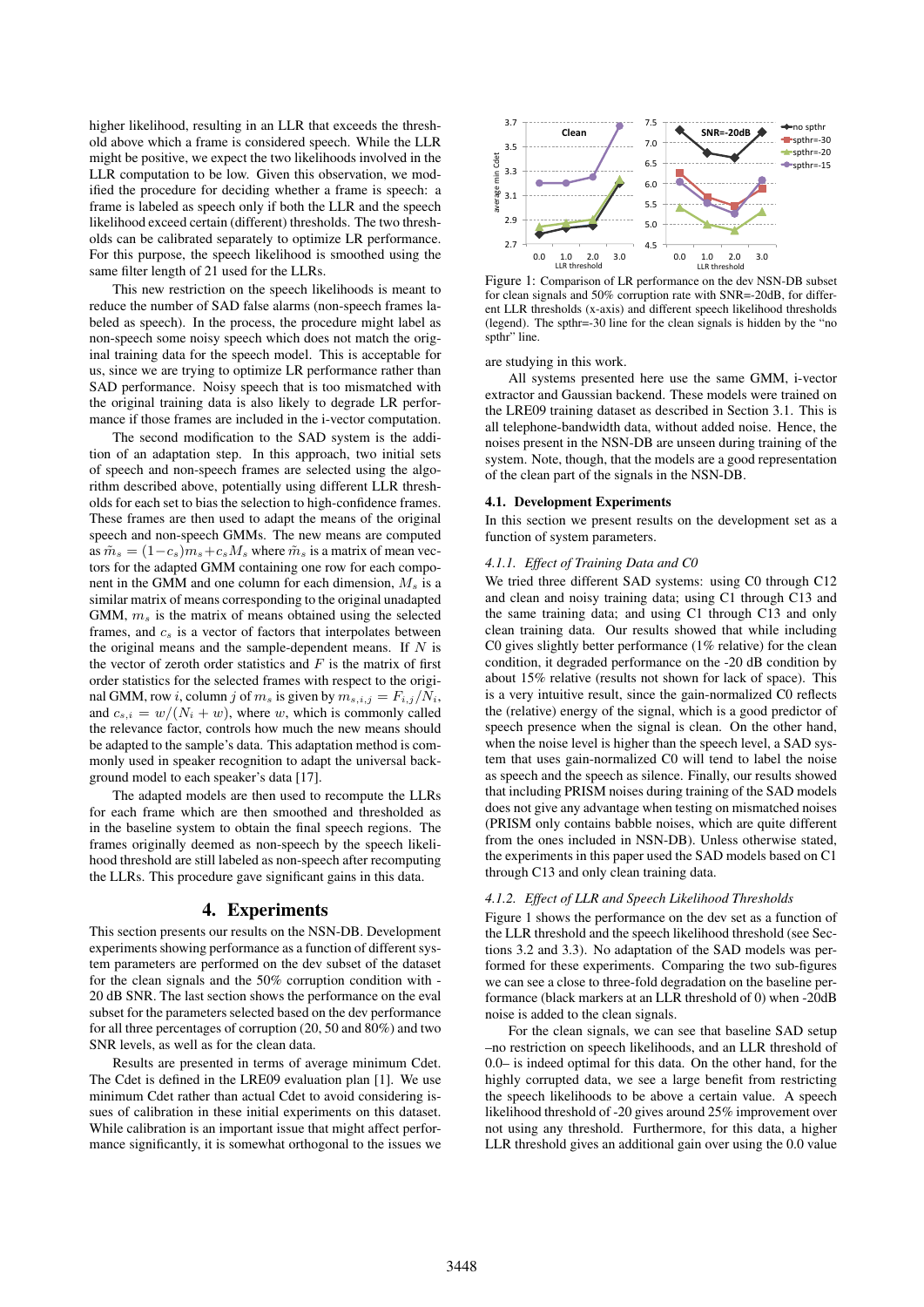higher likelihood, resulting in an LLR that exceeds the threshold above which a frame is considered speech. While the LLR might be positive, we expect the two likelihoods involved in the LLR computation to be low. Given this observation, we modified the procedure for deciding whether a frame is speech: a frame is labeled as speech only if both the LLR and the speech likelihood exceed certain (different) thresholds. The two thresholds can be calibrated separately to optimize LR performance. For this purpose, the speech likelihood is smoothed using the same filter length of 21 used for the LLRs.

This new restriction on the speech likelihoods is meant to reduce the number of SAD false alarms (non-speech frames labeled as speech). In the process, the procedure might label as non-speech some noisy speech which does not match the original training data for the speech model. This is acceptable for us, since we are trying to optimize LR performance rather than SAD performance. Noisy speech that is too mismatched with the original training data is also likely to degrade LR performance if those frames are included in the i-vector computation.

The second modification to the SAD system is the addition of an adaptation step. In this approach, two initial sets of speech and non-speech frames are selected using the algorithm described above, potentially using different LLR thresholds for each set to bias the selection to high-confidence frames. These frames are then used to adapt the means of the original speech and non-speech GMMs. The new means are computed as $\tilde{m}_s = (1-c_s)m_s + c_s M_s$ where $\tilde{m}_s$ is a matrix of mean vectors for the adapted GMM containing one row for each component in the GMM and one column for each dimension, $M_s$ is a similar matrix of means corresponding to the original unadapted GMM, $m_s$ is the matrix of means obtained using the selected frames, and $c_s$ is a vector of factors that interpolates between the original means and the sample-dependent means. If $N$ is the vector of zeroth order statistics and $F$ is the matrix of first order statistics for the selected frames with respect to the original GMM, row $i$, column $j$ of $m_s$ is given by $m_{s,i,j} = F_{i,j}/N_i$, and $c_{s,i} = w/(N_i + w)$, where $w$, which is commonly called the relevance factor, controls how much the new means should be adapted to the sample's data. This adaptation method is commonly used in speaker recognition to adapt the universal background model to each speaker's data [17].

The adapted models are then used to recompute the LLRs for each frame which are then smoothed and thresholded as in the baseline system to obtain the final speech regions. The frames originally deemed as non-speech by the speech likelihood threshold are still labeled as non-speech after recomputing the LLRs. This procedure gave significant gains in this data.

# 4. Experiments

This section presents our results on the NSN-DB. Development experiments showing performance as a function of different system parameters are performed on the dev subset of the dataset for the clean signals and the 50% corruption condition with -20 dB SNR. The last section shows the performance on the eval subset for the parameters selected based on the dev performance for all three percentages of corruption (20, 50 and 80%) and two SNR levels, as well as for the clean data.

Results are presented in terms of average minimum Cdet. The Cdet is defined in the LRE09 evaluation plan [1]. We use minimum Cdet rather than actual Cdet to avoid considering issues of calibration in these initial experiments on this dataset. While calibration is an important issue that might affect performance significantly, it is somewhat orthogonal to the issues we are studying in this work.

Figure 1: Comparison of LR performance on the dev NSN-DB subset for clean signals and 50% corruption rate with SNR=-20dB, for different LLR thresholds (x-axis) and different speech likelihood thresholds (legend). The spthr=-30 line for the clean signals is hidden by the "no spthr" line.

All systems presented here use the same GMM, i-vector extractor and Gaussian backend. These models were trained on the LRE09 training dataset as described in Section 3.1. This is all telephone-bandwidth data, without added noise. Hence, the noises present in the NSN-DB are unseen during training of the system. Note, though, that the models are a good representation of the clean part of the signals in the NSN-DB.

## 4.1. Development Experiments

In this section we present results on the development set as a function of system parameters.

### 4.1.1. Effect of Training Data and C0

We tried three different SAD systems: using C0 through C12 and clean and noisy training data; using C1 through C13 and the same training data; and using C1 through C13 and only clean training data. Our results showed that while including C0 gives slightly better performance (1% relative) for the clean condition, it degraded performance on the -20 dB condition by about 15% relative (results not shown for lack of space). This is a very intuitive result, since the gain-normalized C0 reflects the (relative) energy of the signal, which is a good predictor of speech presence when the signal is clean. On the other hand, when the noise level is higher than the speech level, a SAD system that uses gain-normalized C0 will tend to label the noise as speech and the speech as silence. Finally, our results showed that including PRISM noises during training of the SAD models does not give any advantage when testing on mismatched noises (PRISM only contains babble noises, which are quite different from the ones included in NSN-DB). Unless otherwise stated, the experiments in this paper used the SAD models based on C1 through C13 and only clean training data.

### 4.1.2. Effect of LLR and Speech Likelihood Thresholds

Figure 1 shows the performance on the dev set as a function of the LLR threshold and the speech likelihood threshold (see Sections 3.2 and 3.3). No adaptation of the SAD models was performed for these experiments. Comparing the two sub-figures we can see a close to three-fold degradation on the baseline performance (black markers at an LLR threshold of 0) when -20dB noise is added to the clean signals.

For the clean signals, we can see that baseline SAD setup –no restriction on speech likelihoods, and an LLR threshold of 0.0– is indeed optimal for this data. On the other hand, for the highly corrupted data, we see a large benefit from restricting the speech likelihoods to be above a certain value. A speech likelihood threshold of -20 gives around 25% improvement over not using any threshold. Furthermore, for this data, a higher LLR threshold gives an additional gain over using the 0.0 value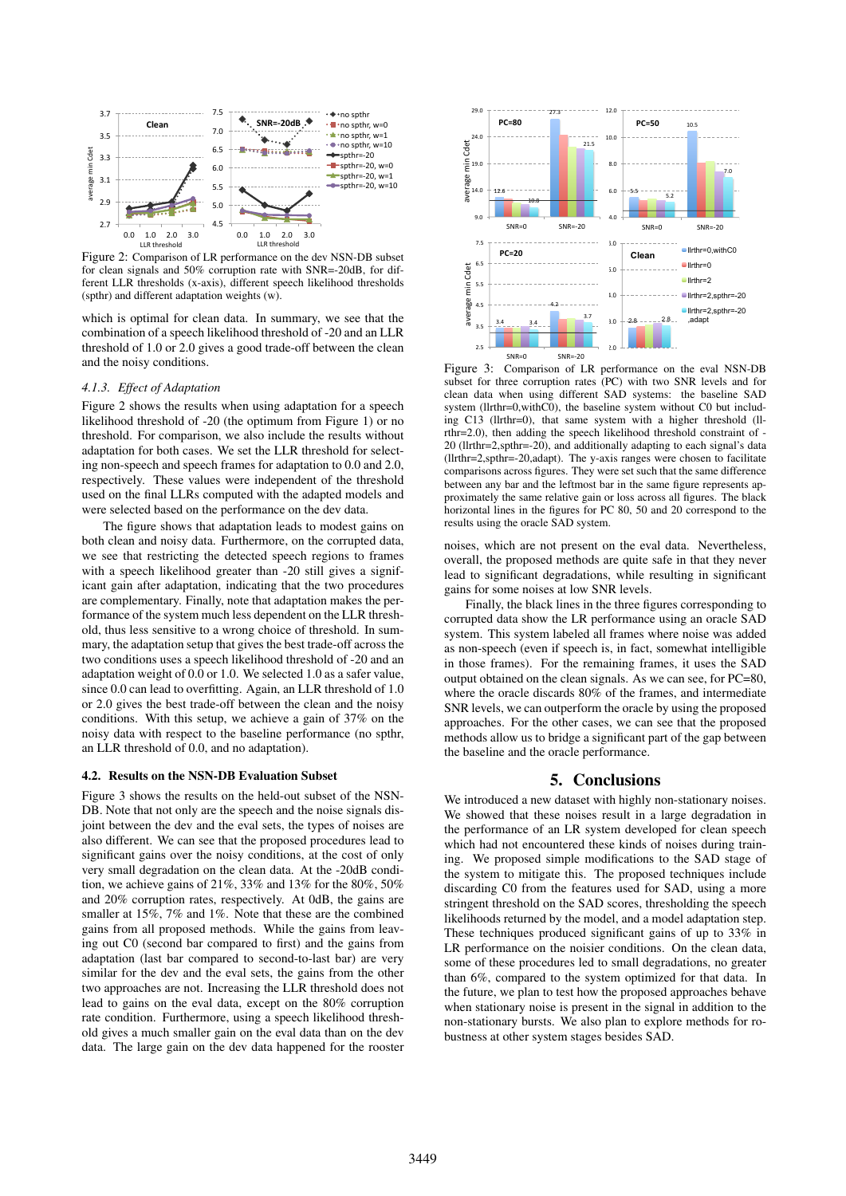Figure 2: Comparison of LR performance on the dev NSN-DB subset for clean signals and 50% corruption rate with SNR=-20dB, for different LLR thresholds (x-axis), different speech likelihood thresholds (spthr) and different adaptation weights (w).

which is optimal for clean data. In summary, we see that the combination of a speech likelihood threshold of -20 and an LLR threshold of 1.0 or 2.0 gives a good trade-off between the clean and the noisy conditions.

#### 4.1.3. Effect of Adaptation

Figure 2 shows the results when using adaptation for a speech likelihood threshold of -20 (the optimum from Figure 1) or no threshold. For comparison, we also include the results without adaptation for both cases. We set the LLR threshold for selecting non-speech and speech frames for adaptation to 0.0 and 2.0, respectively. These values were independent of the threshold used on the final LLRs computed with the adapted models and were selected based on the performance on the dev data.

The figure shows that adaptation leads to modest gains on both clean and noisy data. Furthermore, on the corrupted data, we see that restricting the detected speech regions to frames with a speech likelihood greater than -20 still gives a significant gain after adaptation, indicating that the two procedures are complementary. Finally, note that adaptation makes the performance of the system much less dependent on the LLR threshold, and thus less sensitive to a wrong choice of threshold. In summary, the adaptation setup that gives the best trade-off across the two conditions uses a speech likelihood threshold of -20 and an adaptation weight of 0.0 or 1.0. We selected 1.0 as a safer value, since 0.0 can lead to overfitting. Again, an LLR threshold of 1.0 or 2.0 gives the best trade-off between the clean and the noisy conditions. With this setup, we achieve a gain of 37% on the noisy data with respect to the baseline performance (no spthr, an LLR threshold of 0.0, and no adaptation).

### 4.2. Results on the NSN-DB Evaluation Subset

Figure 3 shows the results on the held-out subset of the NSN-DB. Note that not only are the speech and the noise signals disjoint between the dev and the eval sets, the types of noises are also different. We can see that the proposed procedures lead to significant gains over the noisy conditions, at the cost of only very small degradation on the clean data. At the -20dB condition, we achieve gains of 21%, 33% and 13% for the 80%, 50% and 20% corruption rates, respectively. At 0dB, the gains are smaller at 15%, 7% and 1%. Note that these are the combined gains from all proposed methods. While the gains from leaving out C0 (second bar compared to first) and the gains from adaptation (last bar compared to second-to-last bar) are very similar for the dev and the eval sets, the gains from the other two approaches are not. Increasing the LLR threshold does not lead to gains on the eval data, except on the 80% corruption rate condition. Furthermore, using a speech likelihood threshold gives a much smaller gain on the eval data than on the dev data. The large gain on the dev data happened for the rooster

Figure 3: Comparison of LR performance on the eval NSN-DB subset for three corruption rates (PC) with two SNR levels and for clean data when using different SAD systems: the baseline SAD system (llrthr=0,withC0), the baseline system without C0 but including C13 (llrthr=0), that same system with a higher threshold (llrthr=2.0), then adding the speech likelihood threshold constraint of -20 (llrthr=2,spthr=-20), and additionally adapting to each signal's data (llrthr=2,spthr=-20,adapt). The y-axis ranges were chosen to facilitate comparisons across figures. They were set such that the same difference between any bar and the leftmost bar in the same figure represents approximately the same relative gain or loss across all figures. The black horizontal lines in the figures for PC 80, 50 and 20 correspond to the results using the oracle SAD system.

noises, which are not present on the eval data. Nevertheless, overall, the proposed methods are quite safe in that they never lead to significant degradations, while resulting in significant gains for some noises at low SNR levels.

Finally, the black lines in the three figures corresponding to corrupted data show the LR performance using an oracle SAD system. This system labeled all frames where noise was added as non-speech (even if speech is, in fact, somewhat intelligible in those frames). For the remaining frames, it uses the SAD output obtained on the clean signals. As we can see, for PC=80, where the oracle discards 80% of the frames, and intermediate SNR levels, we can outperform the oracle by using the proposed approaches. For the other cases, we can see that the proposed methods allow us to bridge a significant part of the gap between the baseline and the oracle performance.

## 5. Conclusions

We introduced a new dataset with highly non-stationary noises. We showed that these noises result in a large degradation in the performance of an LR system developed for clean speech which had not encountered these kinds of noises during training. We proposed simple modifications to the SAD stage of the system to mitigate this. The proposed techniques include discarding C0 from the features used for SAD, using a more stringent threshold on the SAD scores, thresholding the speech likelihoods returned by the model, and a model adaptation step. These techniques produced significant gains of up to 33% in LR performance on the noisier conditions. On the clean data, some of these procedures led to small degradations, no greater than 6%, compared to the system optimized for that data. In the future, we plan to test how the proposed approaches behave when stationary noise is present in the signal in addition to the non-stationary bursts. We also plan to explore methods for robustness at other system stages besides SAD.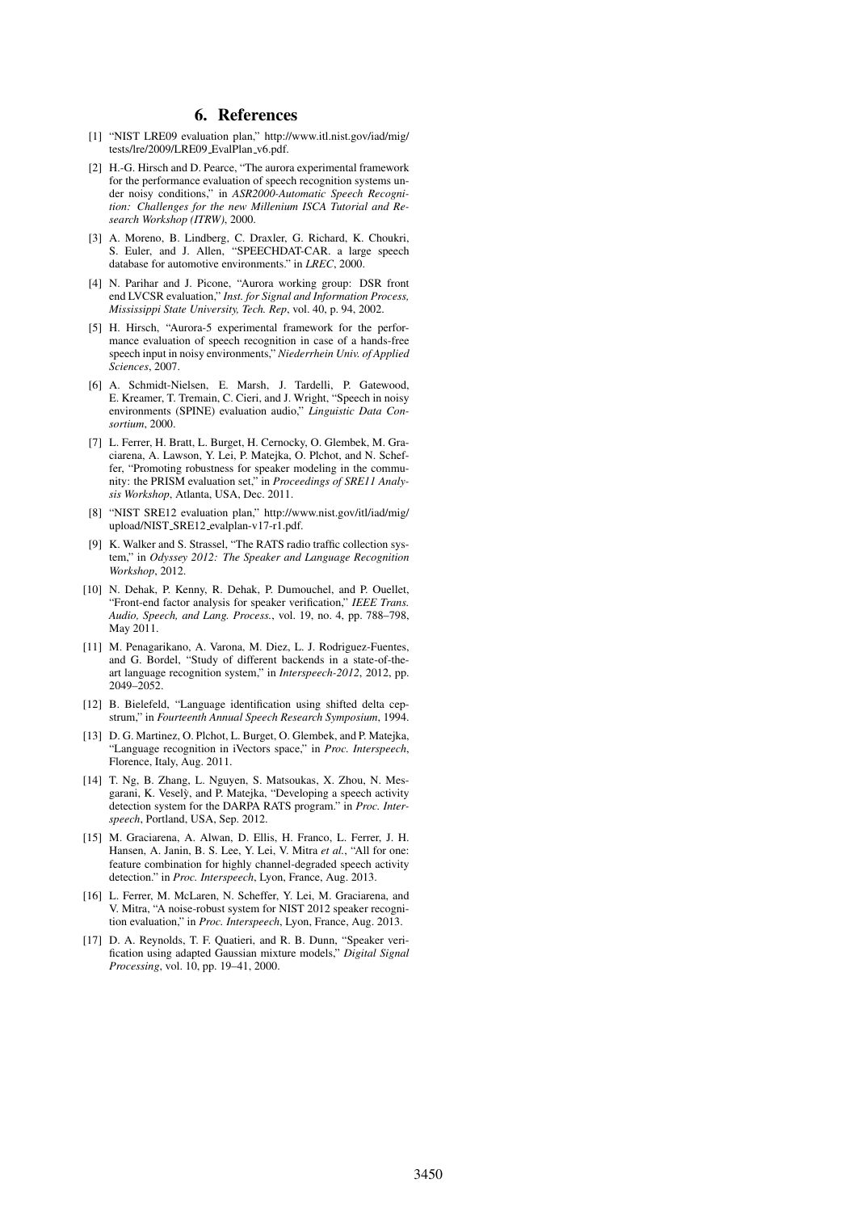## 6. References

[1] "NIST LRE09 evaluation plan," http://www.itl.nist.gov/iad/mig/tests/lre/2009/LRE09_EvalPlan_v6.pdf.

[2] H.-G. Hirsch and D. Pearce, "The aurora experimental framework for the performance evaluation of speech recognition systems under noisy conditions," in *ASR2000-Automatic Speech Recognition: Challenges for the new Millenium ISCA Tutorial and Research Workshop (ITRW)*, 2000.

[3] A. Moreno, B. Lindberg, C. Draxler, G. Richard, K. Choukri, S. Euler, and J. Allen, "SPEECHDAT-CAR. a large speech database for automotive environments." in *LREC*, 2000.

[4] N. Parihar and J. Picone, "Aurora working group: DSR front end LVCSR evaluation," *Inst. for Signal and Information Process, Mississippi State University, Tech. Rep*, vol. 40, p. 94, 2002.

[5] H. Hirsch, "Aurora-5 experimental framework for the performance evaluation of speech recognition in case of a hands-free speech input in noisy environments," *Niederrhein Univ. of Applied Sciences*, 2007.

[6] A. Schmidt-Nielsen, E. Marsh, J. Tardelli, P. Gatewood, E. Kreamer, T. Tremain, C. Cieri, and J. Wright, "Speech in noisy environments (SPINE) evaluation audio," *Linguistic Data Consortium*, 2000.

[7] L. Ferrer, H. Bratt, L. Burget, H. Cernocky, O. Glembek, M. Graciarena, A. Lawson, Y. Lei, P. Matejka, O. Plchot, and N. Scheffer, "Promoting robustness for speaker modeling in the community: the PRISM evaluation set," in *Proceedings of SRE11 Analysis Workshop*, Atlanta, USA, Dec. 2011.

[8] "NIST SRE12 evaluation plan," http://www.nist.gov/itl/iad/mig/upload/NIST_SRE12_evalplan-v17-r1.pdf.

[9] K. Walker and S. Strassel, "The RATS radio traffic collection system," in *Odyssey 2012: The Speaker and Language Recognition Workshop*, 2012.

[10] N. Dehak, P. Kenny, R. Dehak, P. Dumouchel, and P. Ouellet, "Front-end factor analysis for speaker verification," *IEEE Trans. Audio, Speech, and Lang. Process.*, vol. 19, no. 4, pp. 788–798, May 2011.

[11] M. Penagarikano, A. Varona, M. Diez, L. J. Rodriguez-Fuentes, and G. Bordel, "Study of different backends in a state-of-the-art language recognition system," in *Interspeech-2012*, 2012, pp. 2049–2052.

[12] B. Bielefeld, "Language identification using shifted delta cepstrum," in *Fourteenth Annual Speech Research Symposium*, 1994.

[13] D. G. Martinez, O. Plchot, L. Burget, O. Glembek, and P. Matejka, "Language recognition in iVectors space," in *Proc. Interspeech*, Florence, Italy, Aug. 2011.

[14] T. Ng, B. Zhang, L. Nguyen, S. Matsoukas, X. Zhou, N. Mesgarani, K. Vesely̌, and P. Matejka, "Developing a speech activity detection system for the DARPA RATS program." in *Proc. Interspeech*, Portland, USA, Sep. 2012.

[15] M. Graciarena, A. Alwan, D. Ellis, H. Franco, L. Ferrer, J. H. Hansen, A. Janin, B. S. Lee, Y. Lei, V. Mitra *et al.*, "All for one: feature combination for highly channel-degraded speech activity detection." in *Proc. Interspeech*, Lyon, France, Aug. 2013.

[16] L. Ferrer, M. McLaren, N. Scheffer, Y. Lei, M. Graciarena, and V. Mitra, "A noise-robust system for NIST 2012 speaker recognition evaluation," in *Proc. Interspeech*, Lyon, France, Aug. 2013.

[17] D. A. Reynolds, T. F. Quatieri, and R. B. Dunn, "Speaker verification using adapted Gaussian mixture models," *Digital Signal Processing*, vol. 10, pp. 19–41, 2000.